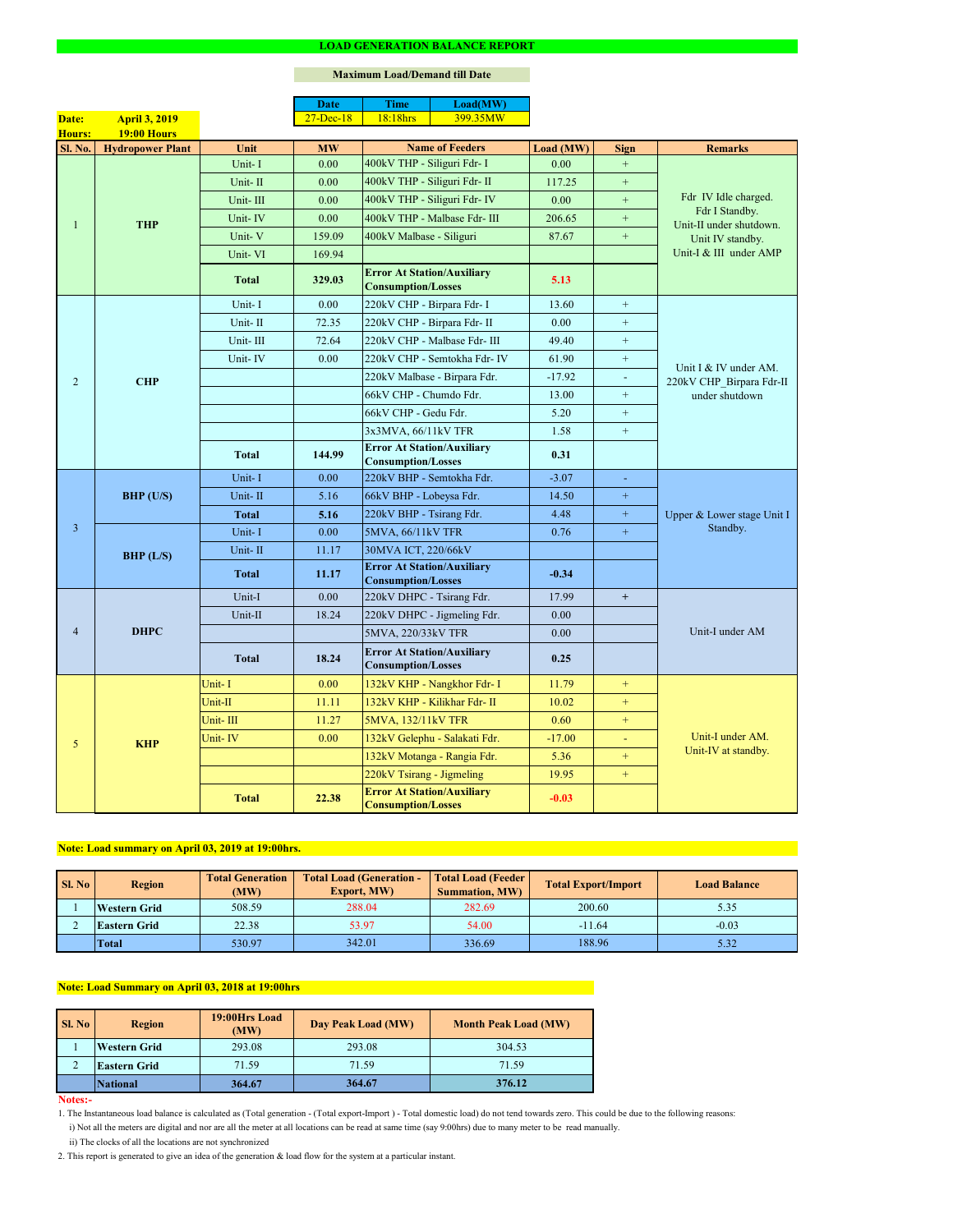# LOAD GENERATION BALANCE REPORT

**Maximum Load/Demand till Date**

| Date | Time | Load(MW) |
|---|---|---|
| 27-Dec-18 | 18:18hrs | 399.35MW |

**Date:** April 3, 2019
**Hours:** 19:00 Hours

| Sl. No. | Hydropower Plant | Unit | MW | Name of Feeders | Load (MW) | Sign | Remarks |
|---|---|---|---|---|---|---|---|
| 1 | THP | Unit- I | 0.00 | 400kV THP - Siliguri Fdr- I | 0.00 | + | Fdr IV Idle charged. Fdr I Standby. Unit-II under shutdown. Unit IV standby. Unit-I & III under AMP |
| | | Unit- II | 0.00 | 400kV THP - Siliguri Fdr- II | 117.25 | + | |
| | | Unit- III | 0.00 | 400kV THP - Siliguri Fdr- IV | 0.00 | + | |
| | | Unit- IV | 0.00 | 400kV THP - Malbase Fdr- III | 206.65 | + | |
| | | Unit- V | 159.09 | 400kV Malbase - Siliguri | 87.67 | + | |
| | | Unit- VI | 169.94 | | | | |
| | | **Total** | **329.03** | **Error At Station/Auxiliary Consumption/Losses** | **5.13** | | |
| 2 | CHP | Unit- I | 0.00 | 220kV CHP - Birpara Fdr- I | 13.60 | + | Unit I & IV under AM. 220kV CHP_Birpara Fdr-II under shutdown |
| | | Unit- II | 72.35 | 220kV CHP - Birpara Fdr- II | 0.00 | + | |
| | | Unit- III | 72.64 | 220kV CHP - Malbase Fdr- III | 49.40 | + | |
| | | Unit- IV | 0.00 | 220kV CHP - Semtokha Fdr- IV | 61.90 | + | |
| | | | | 220kV Malbase - Birpara Fdr. | -17.92 | - | |
| | | | | 66kV CHP - Chumdo Fdr. | 13.00 | + | |
| | | | | 66kV CHP - Gedu Fdr. | 5.20 | + | |
| | | | | 3x3MVA, 66/11kV TFR | 1.58 | + | |
| | | **Total** | **144.99** | **Error At Station/Auxiliary Consumption/Losses** | **0.31** | | |
| 3 | BHP (U/S) | Unit- I | 0.00 | 220kV BHP - Semtokha Fdr. | -3.07 | - | Upper & Lower stage Unit I Standby. |
| | | Unit- II | 5.16 | 66kV BHP - Lobeysa Fdr. | 14.50 | + | |
| | | **Total** | **5.16** | 220kV BHP - Tsirang Fdr. | 4.48 | + | |
| | BHP (L/S) | Unit- I | 0.00 | 5MVA, 66/11kV TFR | 0.76 | + | |
| | | Unit- II | 11.17 | 30MVA ICT, 220/66kV | | | |
| | | **Total** | **11.17** | **Error At Station/Auxiliary Consumption/Losses** | **-0.34** | | |
| 4 | DHPC | Unit-I | 0.00 | 220kV DHPC - Tsirang Fdr. | 17.99 | + | Unit-I under AM |
| | | Unit-II | 18.24 | 220kV DHPC - Jigmeling Fdr. | 0.00 | | |
| | | | | 5MVA, 220/33kV TFR | 0.00 | | |
| | | **Total** | **18.24** | **Error At Station/Auxiliary Consumption/Losses** | **0.25** | | |
| 5 | KHP | Unit- I | 0.00 | 132kV KHP - Nangkhor Fdr- I | 11.79 | + | Unit-I under AM. Unit-IV at standby. |
| | | Unit-II | 11.11 | 132kV KHP - Kilikhar Fdr- II | 10.02 | + | |
| | | Unit- III | 11.27 | 5MVA, 132/11kV TFR | 0.60 | + | |
| | | Unit- IV | 0.00 | 132kV Gelephu - Salakati Fdr. | -17.00 | - | |
| | | | | 132kV Motanga - Rangia Fdr. | 5.36 | + | |
| | | | | 220kV Tsirang - Jigmeling | 19.95 | + | |
| | | **Total** | **22.38** | **Error At Station/Auxiliary Consumption/Losses** | **-0.03** | | |

**Note: Load summary on April 03, 2019 at 19:00hrs.**

| Sl. No | Region | Total Generation (MW) | Total Load (Generation - Export, MW) | Total Load (Feeder Summation, MW) | Total Export/Import | Load Balance |
|---|---|---|---|---|---|---|
| 1 | Western Grid | 508.59 | 288.04 | 282.69 | 200.60 | 5.35 |
| 2 | Eastern Grid | 22.38 | 53.97 | 54.00 | -11.64 | -0.03 |
| | **Total** | 530.97 | 342.01 | 336.69 | 188.96 | 5.32 |

**Note: Load Summary on April 03, 2018 at 19:00hrs**

| Sl. No | Region | 19:00Hrs Load (MW) | Day Peak Load (MW) | Month Peak Load (MW) |
|---|---|---|---|---|
| 1 | Western Grid | 293.08 | 293.08 | 304.53 |
| 2 | Eastern Grid | 71.59 | 71.59 | 71.59 |
| | **National** | **364.67** | **364.67** | **376.12** |

**Notes:-**

1. The Instantaneous load balance is calculated as (Total generation - (Total export-Import ) - Total domestic load) do not tend towards zero. This could be due to the following reasons:
   i) Not all the meters are digital and nor are all the meter at all locations can be read at same time (say 9:00hrs) due to many meter to be read manually.
   ii) The clocks of all the locations are not synchronized
2. This report is generated to give an idea of the generation & load flow for the system at a particular instant.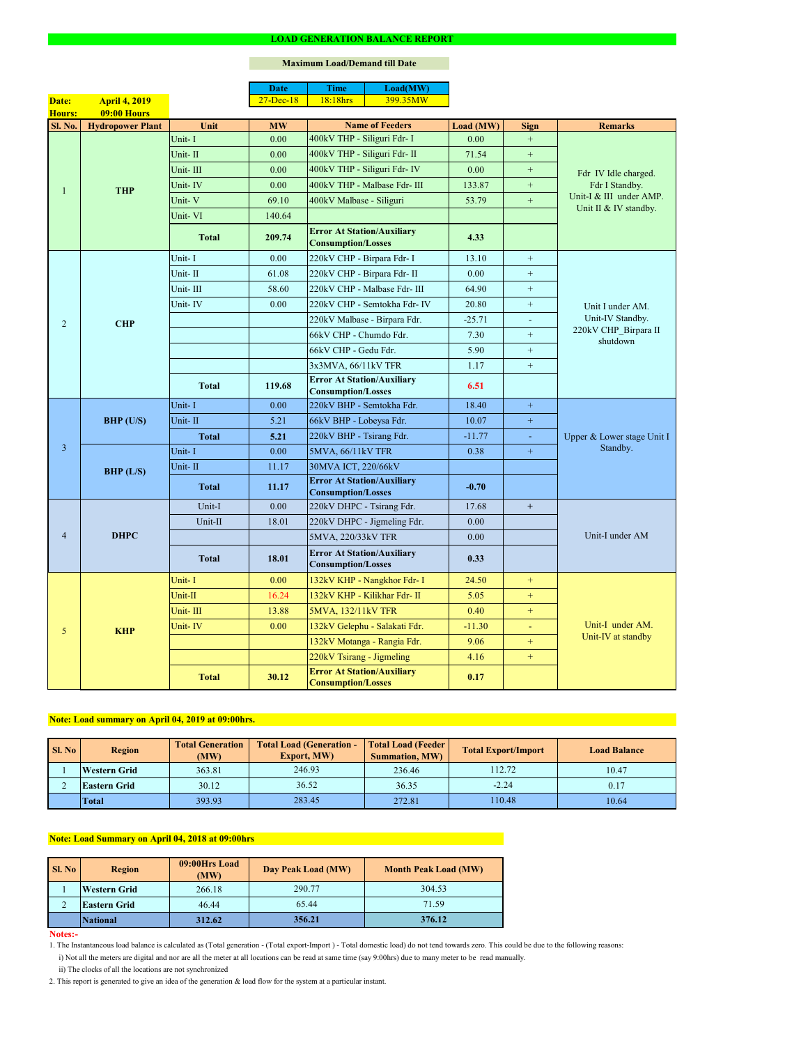# LOAD GENERATION BALANCE REPORT

**Maximum Load/Demand till Date**

| Date | Time | Load(MW) |
|---|---|---|
| 27-Dec-18 | 18:18hrs | 399.35MW |

**Date:** April 4, 2019
**Hours:** 09:00 Hours

| Sl. No. | Hydropower Plant | Unit | MW | Name of Feeders | Load (MW) | Sign | Remarks |
|---|---|---|---|---|---|---|---|
| 1 | THP | Unit- I | 0.00 | 400kV THP - Siliguri Fdr- I | 0.00 | + | Fdr IV Idle charged. Fdr I Standby. Unit-I & III under AMP. Unit II & IV standby. |
| | | Unit- II | 0.00 | 400kV THP - Siliguri Fdr- II | 71.54 | + | |
| | | Unit- III | 0.00 | 400kV THP - Siliguri Fdr- IV | 0.00 | + | |
| | | Unit- IV | 0.00 | 400kV THP - Malbase Fdr- III | 133.87 | + | |
| | | Unit- V | 69.10 | 400kV Malbase - Siliguri | 53.79 | + | |
| | | Unit- VI | 140.64 | | | | |
| | | **Total** | **209.74** | **Error At Station/Auxiliary Consumption/Losses** | **4.33** | | |
| 2 | CHP | Unit- I | 0.00 | 220kV CHP - Birpara Fdr- I | 13.10 | + | Unit I under AM. Unit-IV Standby. 220kV CHP_Birpara II shutdown |
| | | Unit- II | 61.08 | 220kV CHP - Birpara Fdr- II | 0.00 | + | |
| | | Unit- III | 58.60 | 220kV CHP - Malbase Fdr- III | 64.90 | + | |
| | | Unit- IV | 0.00 | 220kV CHP - Semtokha Fdr- IV | 20.80 | + | |
| | | | | 220kV Malbase - Birpara Fdr. | -25.71 | - | |
| | | | | 66kV CHP - Chumdo Fdr. | 7.30 | + | |
| | | | | 66kV CHP - Gedu Fdr. | 5.90 | + | |
| | | | | 3x3MVA, 66/11kV TFR | 1.17 | + | |
| | | **Total** | **119.68** | **Error At Station/Auxiliary Consumption/Losses** | **6.51** | | |
| 3 | BHP (U/S) | Unit- I | 0.00 | 220kV BHP - Semtokha Fdr. | 18.40 | + | Upper & Lower stage Unit I Standby. |
| | | Unit- II | 5.21 | 66kV BHP - Lobeysa Fdr. | 10.07 | + | |
| | | **Total** | **5.21** | 220kV BHP - Tsirang Fdr. | -11.77 | - | |
| | BHP (L/S) | Unit- I | 0.00 | 5MVA, 66/11kV TFR | 0.38 | + | |
| | | Unit- II | 11.17 | 30MVA ICT, 220/66kV | | | |
| | | **Total** | **11.17** | **Error At Station/Auxiliary Consumption/Losses** | **-0.70** | | |
| 4 | DHPC | Unit-I | 0.00 | 220kV DHPC - Tsirang Fdr. | 17.68 | + | Unit-I under AM |
| | | Unit-II | 18.01 | 220kV DHPC - Jigmeling Fdr. | 0.00 | | |
| | | | | 5MVA, 220/33kV TFR | 0.00 | | |
| | | **Total** | **18.01** | **Error At Station/Auxiliary Consumption/Losses** | **0.33** | | |
| 5 | KHP | Unit- I | 0.00 | 132kV KHP - Nangkhor Fdr- I | 24.50 | + | Unit-I under AM. Unit-IV at standby |
| | | Unit-II | 16.24 | 132kV KHP - Kilikhar Fdr- II | 5.05 | + | |
| | | Unit- III | 13.88 | 5MVA, 132/11kV TFR | 0.40 | + | |
| | | Unit- IV | 0.00 | 132kV Gelephu - Salakati Fdr. | -11.30 | - | |
| | | | | 132kV Motanga - Rangia Fdr. | 9.06 | + | |
| | | | | 220kV Tsirang - Jigmeling | 4.16 | + | |
| | | **Total** | **30.12** | **Error At Station/Auxiliary Consumption/Losses** | **0.17** | | |

**Note: Load summary on April 04, 2019 at 09:00hrs.**

| Sl. No | Region | Total Generation (MW) | Total Load (Generation - Export, MW) | Total Load (Feeder Summation, MW) | Total Export/Import | Load Balance |
|---|---|---|---|---|---|---|
| 1 | Western Grid | 363.81 | 246.93 | 236.46 | 112.72 | 10.47 |
| 2 | Eastern Grid | 30.12 | 36.52 | 36.35 | -2.24 | 0.17 |
| | Total | 393.93 | 283.45 | 272.81 | 110.48 | 10.64 |

**Note: Load Summary on April 04, 2018 at 09:00hrs**

| Sl. No | Region | 09:00Hrs Load (MW) | Day Peak Load (MW) | Month Peak Load (MW) |
|---|---|---|---|---|
| 1 | Western Grid | 266.18 | 290.77 | 304.53 |
| 2 | Eastern Grid | 46.44 | 65.44 | 71.59 |
| | **National** | **312.62** | **356.21** | **376.12** |

**Notes:-**

1. The Instantaneous load balance is calculated as (Total generation - (Total export-Import ) - Total domestic load) do not tend towards zero. This could be due to the following reasons:
   i) Not all the meters are digital and nor are all the meter at all locations can be read at same time (say 9:00hrs) due to many meter to be read manually.
   ii) The clocks of all the locations are not synchronized
2. This report is generated to give an idea of the generation & load flow for the system at a particular instant.